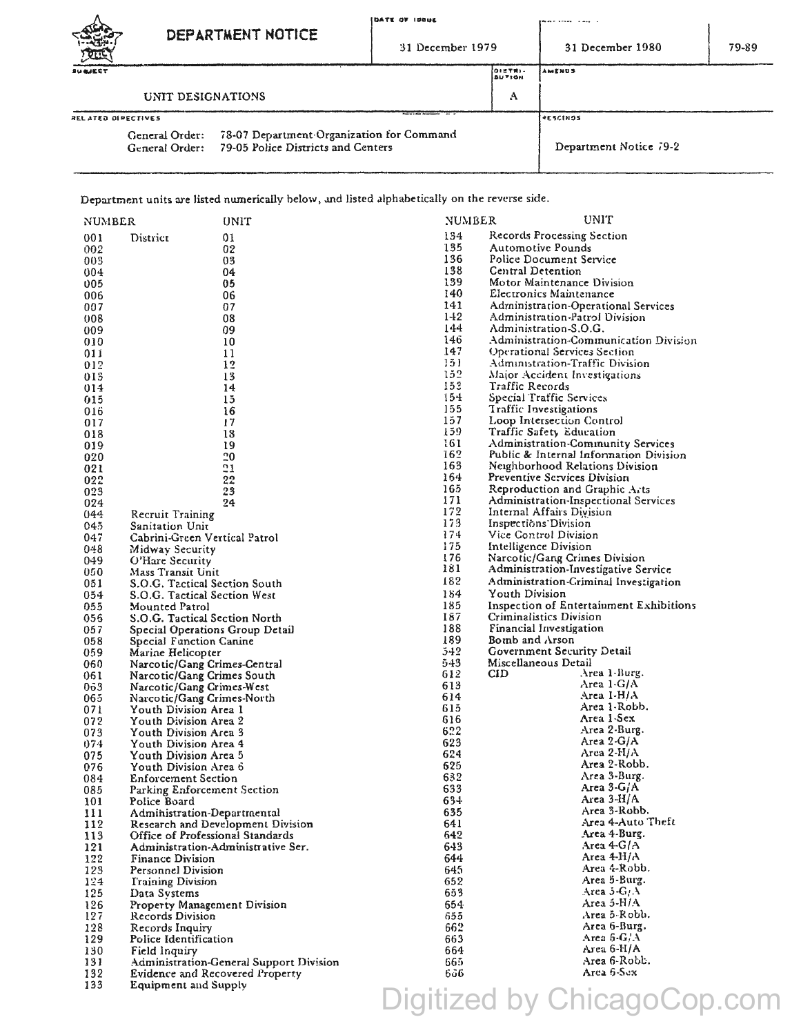# DEPARTMENT NOTICE

| DATE OF ISSUE | | NUMBER |
|---|---|---|
| 31 December 1979 | 31 December 1980 | 79-89 |

| SUBJECT | DISTRIBUTION | AMENDS |
|---|---|---|
| UNIT DESIGNATIONS | A | |

| RELATED DIRECTIVES | RESCINDS |
|---|---|
| General Order: 78-07 Department-Organization for Command<br>General Order: 79-05 Police Districts and Centers | Department Notice 79-2 |

Department units are listed numerically below, and listed alphabetically on the reverse side.

| NUMBER | UNIT |
|---|---|
| 001 | District 01 |
| 002 | 02 |
| 003 | 03 |
| 004 | 04 |
| 005 | 05 |
| 006 | 06 |
| 007 | 07 |
| 008 | 08 |
| 009 | 09 |
| 010 | 10 |
| 011 | 11 |
| 012 | 12 |
| 013 | 13 |
| 014 | 14 |
| 015 | 15 |
| 016 | 16 |
| 017 | 17 |
| 018 | 18 |
| 019 | 19 |
| 020 | 20 |
| 021 | 21 |
| 022 | 22 |
| 023 | 23 |
| 024 | 24 |
| 044 | Recruit Training |
| 045 | Sanitation Unit |
| 047 | Cabrini-Green Vertical Patrol |
| 048 | Midway Security |
| 049 | O'Hare Security |
| 050 | Mass Transit Unit |
| 051 | S.O.G. Tactical Section South |
| 054 | S.O.G. Tactical Section West |
| 055 | Mounted Patrol |
| 056 | S.O.G. Tactical Section North |
| 057 | Special Operations Group Detail |
| 058 | Special Function Canine |
| 059 | Marine Helicopter |
| 060 | Narcotic/Gang Crimes-Central |
| 061 | Narcotic/Gang Crimes South |
| 063 | Narcotic/Gang Crimes-West |
| 065 | Narcotic/Gang Crimes-North |
| 071 | Youth Division Area 1 |
| 072 | Youth Division Area 2 |
| 073 | Youth Division Area 3 |
| 074 | Youth Division Area 4 |
| 075 | Youth Division Area 5 |
| 076 | Youth Division Area 6 |
| 084 | Enforcement Section |
| 085 | Parking Enforcement Section |
| 101 | Police Board |
| 111 | Administration-Departmental |
| 112 | Research and Development Division |
| 113 | Office of Professional Standards |
| 121 | Administration-Administrative Ser. |
| 122 | Finance Division |
| 123 | Personnel Division |
| 124 | Training Division |
| 125 | Data Systems |
| 126 | Property Management Division |
| 127 | Records Division |
| 128 | Records Inquiry |
| 129 | Police Identification |
| 130 | Field Inquiry |
| 131 | Administration-General Support Division |
| 132 | Evidence and Recovered Property |
| 133 | Equipment and Supply |
| 134 | Records Processing Section |
| 135 | Automotive Pounds |
| 136 | Police Document Service |
| 138 | Central Detention |
| 139 | Motor Maintenance Division |
| 140 | Electronics Maintenance |
| 141 | Administration-Operational Services |
| 142 | Administration-Patrol Division |
| 144 | Administration-S.O.G. |
| 146 | Administration-Communication Division |
| 147 | Operational Services Section |
| 151 | Administration-Traffic Division |
| 152 | Major Accident Investigations |
| 153 | Traffic Records |
| 154 | Special Traffic Services |
| 155 | Traffic Investigations |
| 157 | Loop Intersection Control |
| 159 | Traffic Safety Education |
| 161 | Administration-Community Services |
| 162 | Public & Internal Information Division |
| 163 | Neighborhood Relations Division |
| 164 | Preventive Services Division |
| 165 | Reproduction and Graphic Arts |
| 171 | Administration-Inspectional Services |
| 172 | Internal Affairs Division |
| 173 | Inspections Division |
| 174 | Vice Control Division |
| 175 | Intelligence Division |
| 176 | Narcotic/Gang Crimes Division |
| 181 | Administration-Investigative Service |
| 182 | Administration-Criminal Investigation |
| 184 | Youth Division |
| 185 | Inspection of Entertainment Exhibitions |
| 187 | Criminalistics Division |
| 188 | Financial Investigation |
| 189 | Bomb and Arson |
| 542 | Government Security Detail |
| 543 | Miscellaneous Detail |
| 612 | CID Area 1-Burg. |
| 613 | Area 1-G/A |
| 614 | Area 1-H/A |
| 615 | Area 1-Robb. |
| 616 | Area 1-Sex |
| 622 | Area 2-Burg. |
| 623 | Area 2-G/A |
| 624 | Area 2-H/A |
| 625 | Area 2-Robb. |
| 632 | Area 3-Burg. |
| 633 | Area 3-G/A |
| 634 | Area 3-H/A |
| 635 | Area 3-Robb. |
| 641 | Area 4-Auto Theft |
| 642 | Area 4-Burg. |
| 643 | Area 4-G/A |
| 644 | Area 4-H/A |
| 645 | Area 4-Robb. |
| 652 | Area 5-Burg. |
| 653 | Area 5-G/A |
| 654 | Area 5-H/A |
| 655 | Area 5-Robb. |
| 662 | Area 6-Burg. |
| 663 | Area 6-G/A |
| 664 | Area 6-H/A |
| 665 | Area 6-Robb. |
| 666 | Area 6-Sex |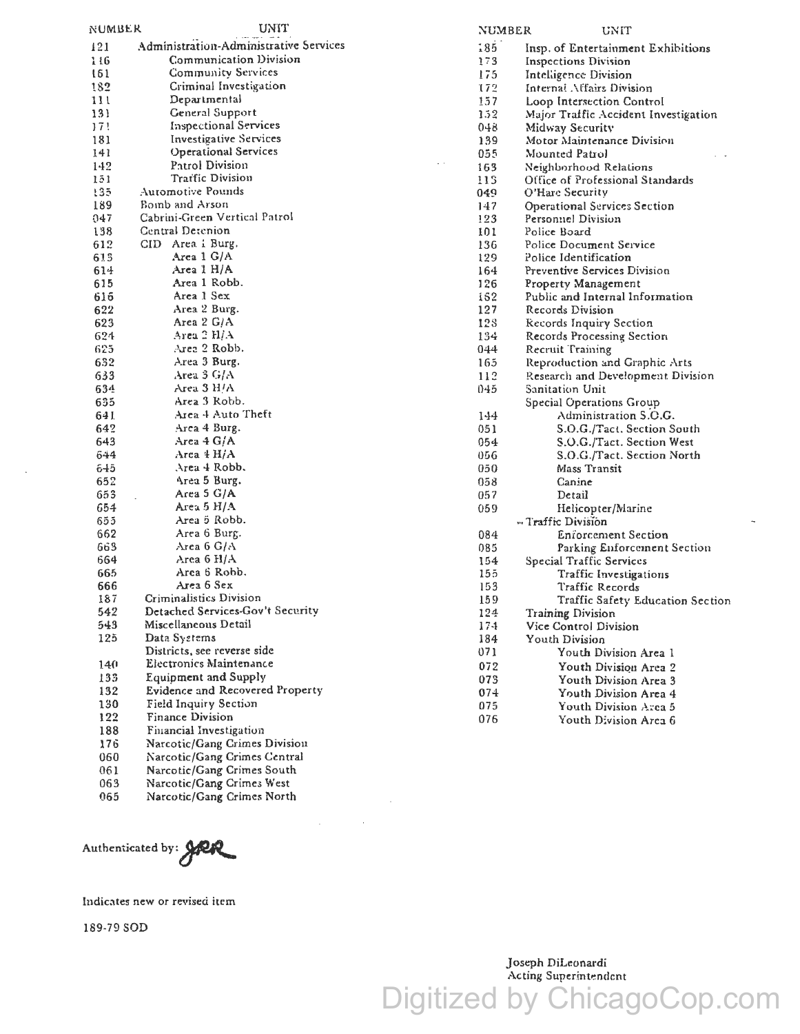| NUMBER | UNIT |
|---|---|
| 121 | Administration-Administrative Services |
| 116 | Communication Division |
| 161 | Community Services |
| 182 | Criminal Investigation |
| 111 | Departmental |
| 131 | General Support |
| 171 | Inspectional Services |
| 181 | Investigative Services |
| 141 | Operational Services |
| 142 | Patrol Division |
| 151 | Traffic Division |
| 135 | Automotive Pounds |
| 189 | Bomb and Arson |
| 047 | Cabrini-Green Vertical Patrol |
| 138 | Central Detenion |
| 612 | CID Area 1 Burg. |
| 613 | Area 1 G/A |
| 614 | Area 1 H/A |
| 615 | Area 1 Robb. |
| 616 | Area 1 Sex |
| 622 | Area 2 Burg. |
| 623 | Area 2 G/A |
| 624 | Area 2 H/A |
| 625 | Area 2 Robb. |
| 632 | Area 3 Burg. |
| 633 | Area 3 G/A |
| 634 | Area 3 H/A |
| 635 | Area 3 Robb. |
| 641 | Area 4 Auto Theft |
| 642 | Area 4 Burg. |
| 643 | Area 4 G/A |
| 644 | Area 4 H/A |
| 645 | Area 4 Robb. |
| 652 | Area 5 Burg. |
| 653 | Area 5 G/A |
| 654 | Area 5 H/A |
| 655 | Area 5 Robb. |
| 662 | Area 6 Burg. |
| 663 | Area 6 G/A |
| 664 | Area 6 H/A |
| 665 | Area 6 Robb. |
| 666 | Area 6 Sex |
| 187 | Criminalistics Division |
| 542 | Detached Services-Gov't Security |
| 543 | Miscellaneous Detail |
| 125 | Data Systems |
| | Districts, see reverse side |
| 140 | Electronics Maintenance |
| 133 | Equipment and Supply |
| 132 | Evidence and Recovered Property |
| 130 | Field Inquiry Section |
| 122 | Finance Division |
| 188 | Financial Investigation |
| 176 | Narcotic/Gang Crimes Division |
| 060 | Narcotic/Gang Crimes Central |
| 061 | Narcotic/Gang Crimes South |
| 063 | Narcotic/Gang Crimes West |
| 065 | Narcotic/Gang Crimes North |
| 185 | Insp. of Entertainment Exhibitions |
| 173 | Inspections Division |
| 175 | Intelligence Division |
| 172 | Internal Affairs Division |
| 157 | Loop Intersection Control |
| 152 | Major Traffic Accident Investigation |
| 048 | Midway Security |
| 139 | Motor Maintenance Division |
| 055 | Mounted Patrol |
| 163 | Neighborhood Relations |
| 115 | Office of Professional Standards |
| 049 | O'Hare Security |
| 147 | Operational Services Section |
| 123 | Personnel Division |
| 101 | Police Board |
| 136 | Police Document Service |
| 129 | Police Identification |
| 164 | Preventive Services Division |
| 126 | Property Management |
| 162 | Public and Internal Information |
| 127 | Records Division |
| 128 | Records Inquiry Section |
| 134 | Records Processing Section |
| 044 | Recruit Training |
| 165 | Reproduction and Graphic Arts |
| 112 | Research and Development Division |
| 045 | Sanitation Unit |
| | Special Operations Group |
| 144 | Administration S.O.G. |
| 051 | S.O.G./Tact. Section South |
| 054 | S.O.G./Tact. Section West |
| 056 | S.O.G./Tact. Section North |
| 050 | Mass Transit |
| 058 | Canine |
| 057 | Detail |
| 059 | Helicopter/Marine |
| | Traffic Division |
| 084 | Enforcement Section |
| 085 | Parking Enforcement Section |
| 154 | Special Traffic Services |
| 155 | Traffic Investigations |
| 153 | Traffic Records |
| 159 | Traffic Safety Education Section |
| 124 | Training Division |
| 174 | Vice Control Division |
| 184 | Youth Division |
| 071 | Youth Division Area 1 |
| 072 | Youth Division Area 2 |
| 073 | Youth Division Area 3 |
| 074 | Youth Division Area 4 |
| 075 | Youth Division Area 5 |
| 076 | Youth Division Area 6 |

Authenticated by: JRR

Indicates new or revised item

189-79 SOD

Joseph DiLeonardi
Acting Superintendent

Digitized by ChicagoCop.com